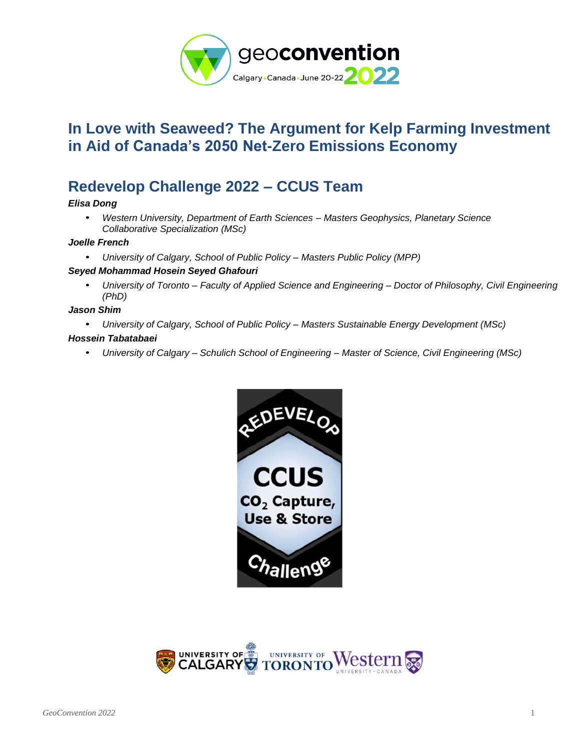# In Love with Seaweed? The Argument for Kelp Farming Investment in Aid of Canada's 2050 Net-Zero Emissions Economy

## Redevelop Challenge 2022 – CCUS Team

***Elisa Dong***

- *Western University, Department of Earth Sciences – Masters Geophysics, Planetary Science Collaborative Specialization (MSc)*

***Joelle French***

- *University of Calgary, School of Public Policy – Masters Public Policy (MPP)*

***Seyed Mohammad Hosein Seyed Ghafouri***

- *University of Toronto – Faculty of Applied Science and Engineering – Doctor of Philosophy, Civil Engineering (PhD)*

***Jason Shim***

- *University of Calgary, School of Public Policy – Masters Sustainable Energy Development (MSc)*

***Hossein Tabatabaei***

- *University of Calgary – Schulich School of Engineering – Master of Science, Civil Engineering (MSc)*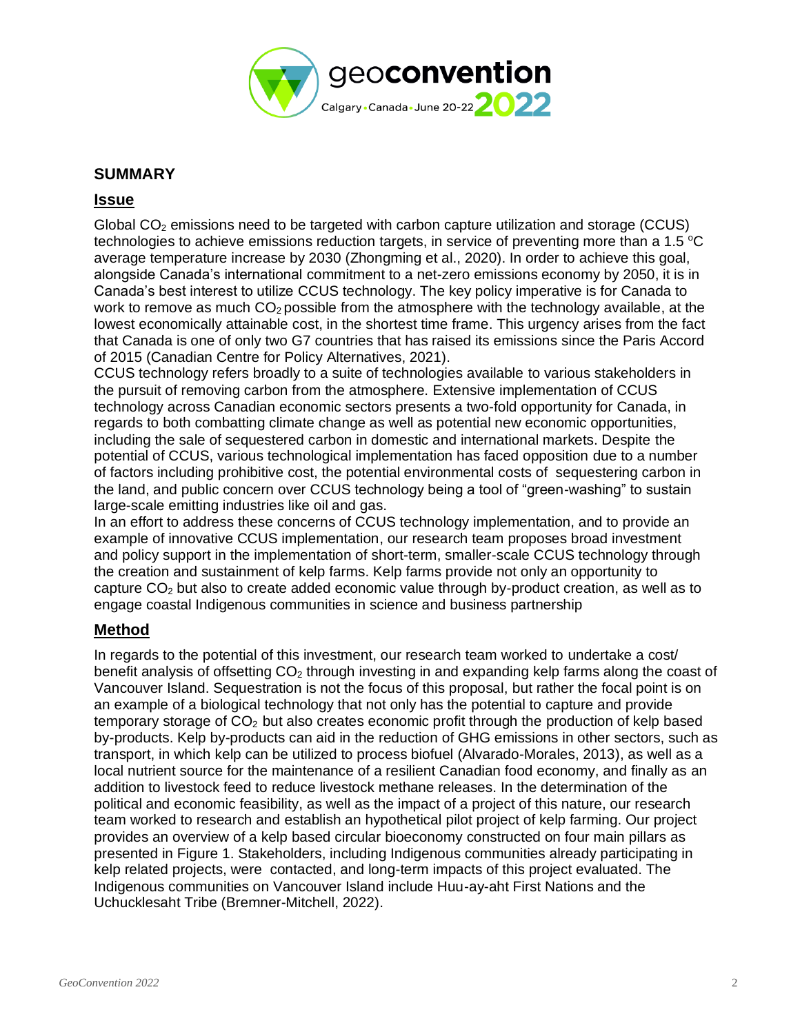## SUMMARY

### Issue

Global $CO_2$ emissions need to be targeted with carbon capture utilization and storage (CCUS) technologies to achieve emissions reduction targets, in service of preventing more than a 1.5 ºC average temperature increase by 2030 (Zhongming et al., 2020). In order to achieve this goal, alongside Canada's international commitment to a net-zero emissions economy by 2050, it is in Canada's best interest to utilize CCUS technology. The key policy imperative is for Canada to work to remove as much $CO_2$ possible from the atmosphere with the technology available, at the lowest economically attainable cost, in the shortest time frame. This urgency arises from the fact that Canada is one of only two G7 countries that has raised its emissions since the Paris Accord of 2015 (Canadian Centre for Policy Alternatives, 2021).

CCUS technology refers broadly to a suite of technologies available to various stakeholders in the pursuit of removing carbon from the atmosphere. Extensive implementation of CCUS technology across Canadian economic sectors presents a two-fold opportunity for Canada, in regards to both combatting climate change as well as potential new economic opportunities, including the sale of sequestered carbon in domestic and international markets. Despite the potential of CCUS, various technological implementation has faced opposition due to a number of factors including prohibitive cost, the potential environmental costs of sequestering carbon in the land, and public concern over CCUS technology being a tool of "green-washing" to sustain large-scale emitting industries like oil and gas.

In an effort to address these concerns of CCUS technology implementation, and to provide an example of innovative CCUS implementation, our research team proposes broad investment and policy support in the implementation of short-term, smaller-scale CCUS technology through the creation and sustainment of kelp farms. Kelp farms provide not only an opportunity to capture $CO_2$ but also to create added economic value through by-product creation, as well as to engage coastal Indigenous communities in science and business partnership

### Method

In regards to the potential of this investment, our research team worked to undertake a cost/ benefit analysis of offsetting $CO_2$ through investing in and expanding kelp farms along the coast of Vancouver Island. Sequestration is not the focus of this proposal, but rather the focal point is on an example of a biological technology that not only has the potential to capture and provide temporary storage of $CO_2$ but also creates economic profit through the production of kelp based by-products. Kelp by-products can aid in the reduction of GHG emissions in other sectors, such as transport, in which kelp can be utilized to process biofuel (Alvarado-Morales, 2013), as well as a local nutrient source for the maintenance of a resilient Canadian food economy, and finally as an addition to livestock feed to reduce livestock methane releases. In the determination of the political and economic feasibility, as well as the impact of a project of this nature, our research team worked to research and establish an hypothetical pilot project of kelp farming. Our project provides an overview of a kelp based circular bioeconomy constructed on four main pillars as presented in Figure 1. Stakeholders, including Indigenous communities already participating in kelp related projects, were contacted, and long-term impacts of this project evaluated. The Indigenous communities on Vancouver Island include Huu-ay-aht First Nations and the Uchucklesaht Tribe (Bremner-Mitchell, 2022).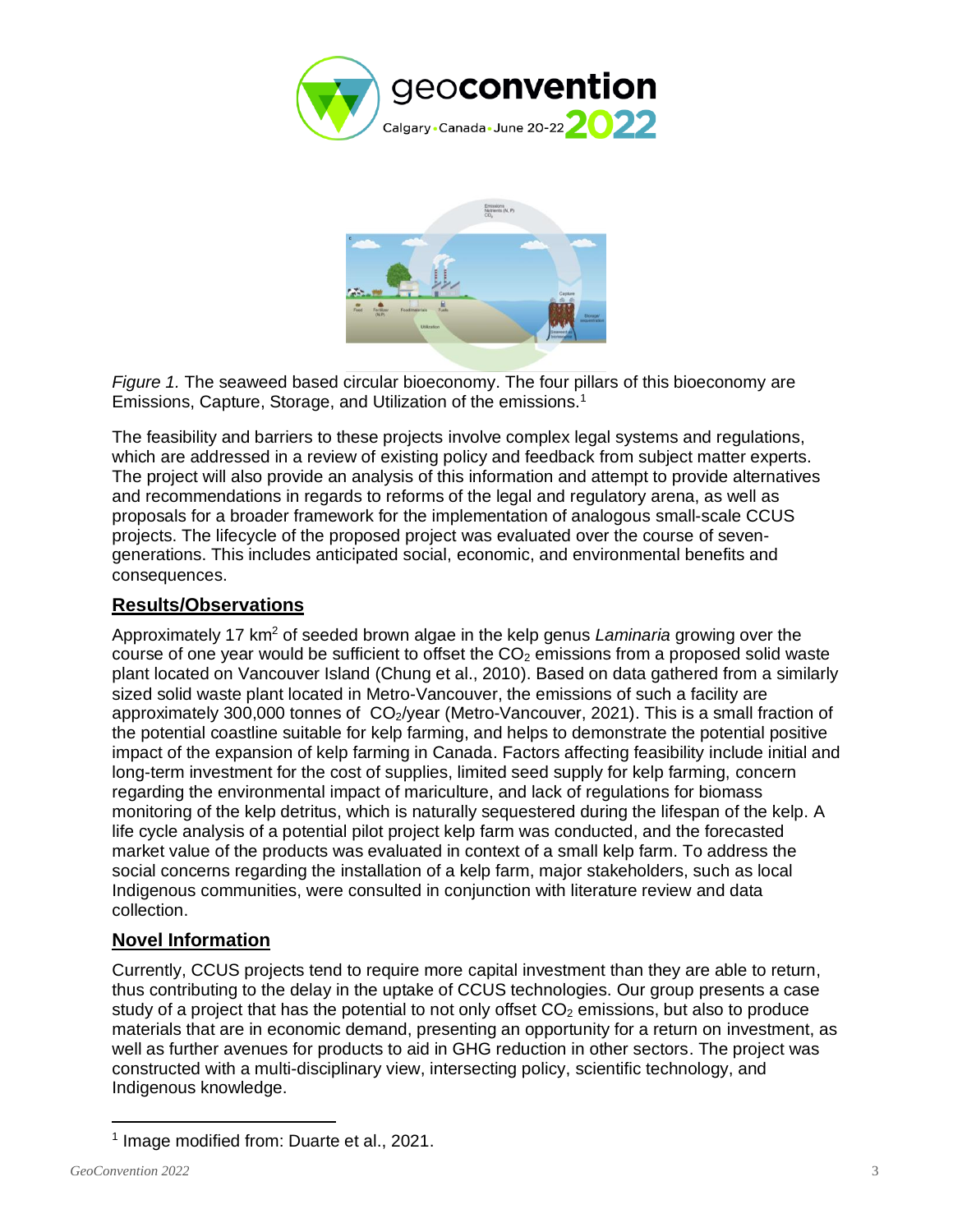*Figure 1.* The seaweed based circular bioeconomy. The four pillars of this bioeconomy are Emissions, Capture, Storage, and Utilization of the emissions.[1]

The feasibility and barriers to these projects involve complex legal systems and regulations, which are addressed in a review of existing policy and feedback from subject matter experts. The project will also provide an analysis of this information and attempt to provide alternatives and recommendations in regards to reforms of the legal and regulatory arena, as well as proposals for a broader framework for the implementation of analogous small-scale CCUS projects. The lifecycle of the proposed project was evaluated over the course of seven-generations. This includes anticipated social, economic, and environmental benefits and consequences.

## Results/Observations

Approximately 17 $km^2$ of seeded brown algae in the kelp genus *Laminaria* growing over the course of one year would be sufficient to offset the $CO_2$ emissions from a proposed solid waste plant located on Vancouver Island (Chung et al., 2010). Based on data gathered from a similarly sized solid waste plant located in Metro-Vancouver, the emissions of such a facility are approximately 300,000 tonnes of $CO_2$/year (Metro-Vancouver, 2021). This is a small fraction of the potential coastline suitable for kelp farming, and helps to demonstrate the potential positive impact of the expansion of kelp farming in Canada. Factors affecting feasibility include initial and long-term investment for the cost of supplies, limited seed supply for kelp farming, concern regarding the environmental impact of mariculture, and lack of regulations for biomass monitoring of the kelp detritus, which is naturally sequestered during the lifespan of the kelp. A life cycle analysis of a potential pilot project kelp farm was conducted, and the forecasted market value of the products was evaluated in context of a small kelp farm. To address the social concerns regarding the installation of a kelp farm, major stakeholders, such as local Indigenous communities, were consulted in conjunction with literature review and data collection.

## Novel Information

Currently, CCUS projects tend to require more capital investment than they are able to return, thus contributing to the delay in the uptake of CCUS technologies. Our group presents a case study of a project that has the potential to not only offset $CO_2$ emissions, but also to produce materials that are in economic demand, presenting an opportunity for a return on investment, as well as further avenues for products to aid in GHG reduction in other sectors. The project was constructed with a multi-disciplinary view, intersecting policy, scientific technology, and Indigenous knowledge.

[1] Image modified from: Duarte et al., 2021.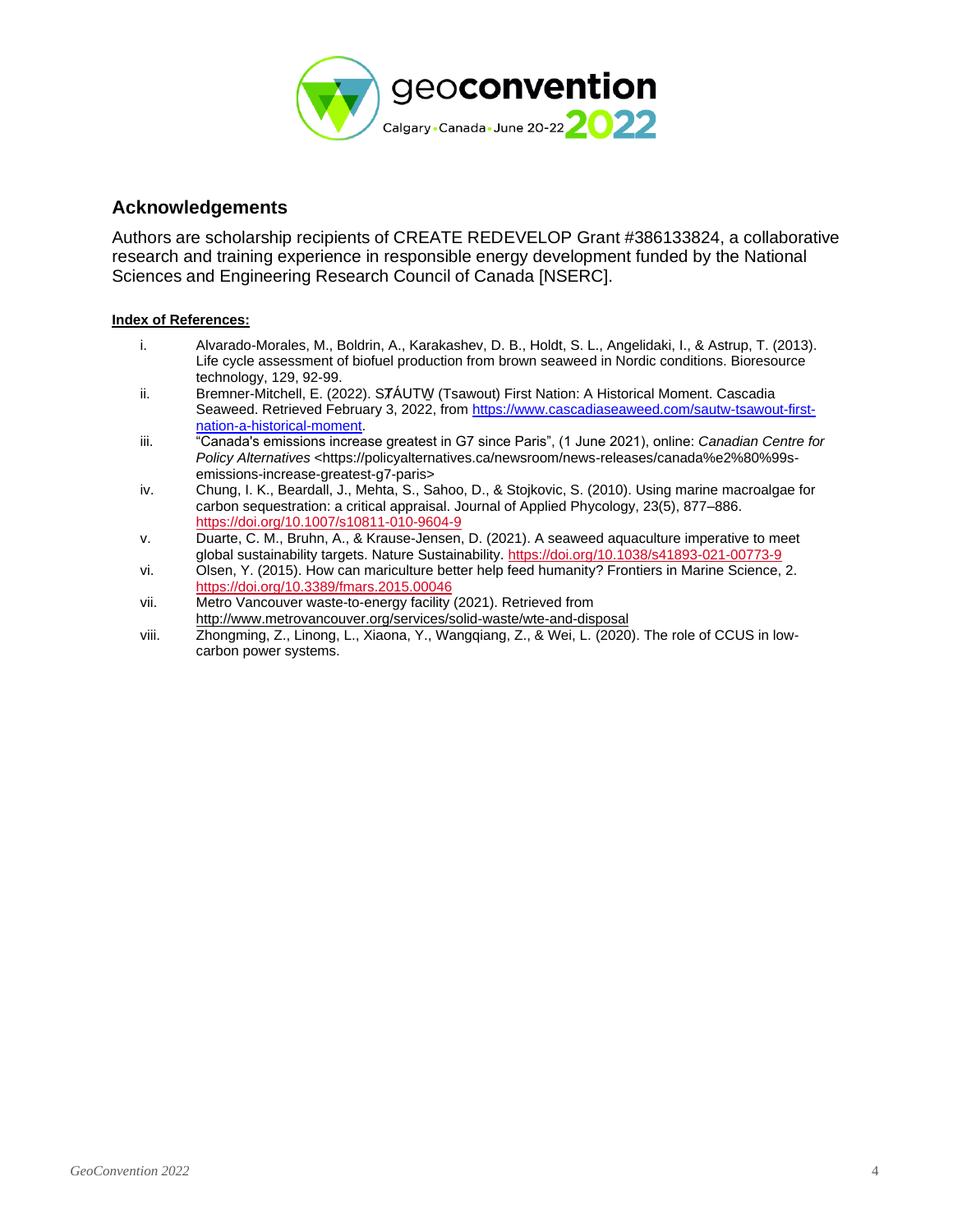## Acknowledgements

Authors are scholarship recipients of CREATE REDEVELOP Grant #386133824, a collaborative research and training experience in responsible energy development funded by the National Sciences and Engineering Research Council of Canada [NSERC].

**Index of References:**

i. Alvarado-Morales, M., Boldrin, A., Karakashev, D. B., Holdt, S. L., Angelidaki, I., & Astrup, T. (2013). Life cycle assessment of biofuel production from brown seaweed in Nordic conditions. Bioresource technology, 129, 92-99.

ii. Bremner-Mitchell, E. (2022). SȾÁUTW̱ (Tsawout) First Nation: A Historical Moment. Cascadia Seaweed. Retrieved February 3, 2022, from https://www.cascadiaseaweed.com/sautw-tsawout-first-nation-a-historical-moment.

iii. "Canada's emissions increase greatest in G7 since Paris", (1 June 2021), online: *Canadian Centre for Policy Alternatives* <https://policyalternatives.ca/newsroom/news-releases/canada%e2%80%99s-emissions-increase-greatest-g7-paris>

iv. Chung, I. K., Beardall, J., Mehta, S., Sahoo, D., & Stojkovic, S. (2010). Using marine macroalgae for carbon sequestration: a critical appraisal. Journal of Applied Phycology, 23(5), 877–886. https://doi.org/10.1007/s10811-010-9604-9

v. Duarte, C. M., Bruhn, A., & Krause-Jensen, D. (2021). A seaweed aquaculture imperative to meet global sustainability targets. Nature Sustainability. https://doi.org/10.1038/s41893-021-00773-9

vi. Olsen, Y. (2015). How can mariculture better help feed humanity? Frontiers in Marine Science, 2. https://doi.org/10.3389/fmars.2015.00046

vii. Metro Vancouver waste-to-energy facility (2021). Retrieved from http://www.metrovancouver.org/services/solid-waste/wte-and-disposal

viii. Zhongming, Z., Linong, L., Xiaona, Y., Wangqiang, Z., & Wei, L. (2020). The role of CCUS in low-carbon power systems.